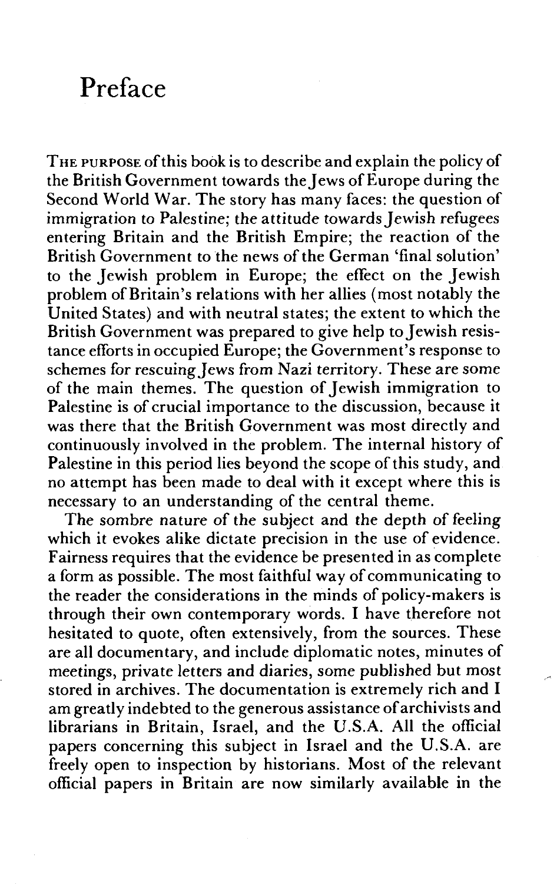# Preface

THE PURPOSE of this book is to describe and explain the policy of the British Government towards the Jews of Europe during the Second World War. The story has many faces: the question of immigration to Palestine; the attitude towards Jewish refugees entering Britain and the British Empire; the reaction of the British Government to the news of the German 'final solution' to the Jewish problem in Europe; the effect on the Jewish problem of Britain's relations with her allies (most notably the United States) and with neutral states; the extent to which the British Government was prepared to give help to Jewish resistance efforts in occupied Europe; the Government's response to schemes for rescuing Jews from Nazi territory. These are some of the main themes. The question of Jewish immigration to Palestine is of crucial importance to the discussion, because it was there that the British Government was most directly and continuously involved in the problem. The internal history of Palestine in this period lies beyond the scope of this study, and no attempt has been made to deal with it except where this is necessary to an understanding of the central theme.

The sombre nature of the subject and the depth of feeling which it evokes alike dictate precision in the use of evidence. Fairness requires that the evidence be presented in as complete a form as possible. The most faithful way of communicating to the reader the considerations in the minds of policy-makers is through their own contemporary words. I have therefore not hesitated to quote, often extensively, from the sources. These are all documentary, and include diplomatic notes, minutes of meetings, private letters and diaries, some published but most stored in archives. The documentation is extremely rich and I am greatly indebted to the generous assistance of archivists and librarians in Britain, Israel, and the U.S.A. All the official papers concerning this subject in Israel and the U.S.A. are freely open to inspection by historians. Most of the relevant official papers in Britain are now similarly available in the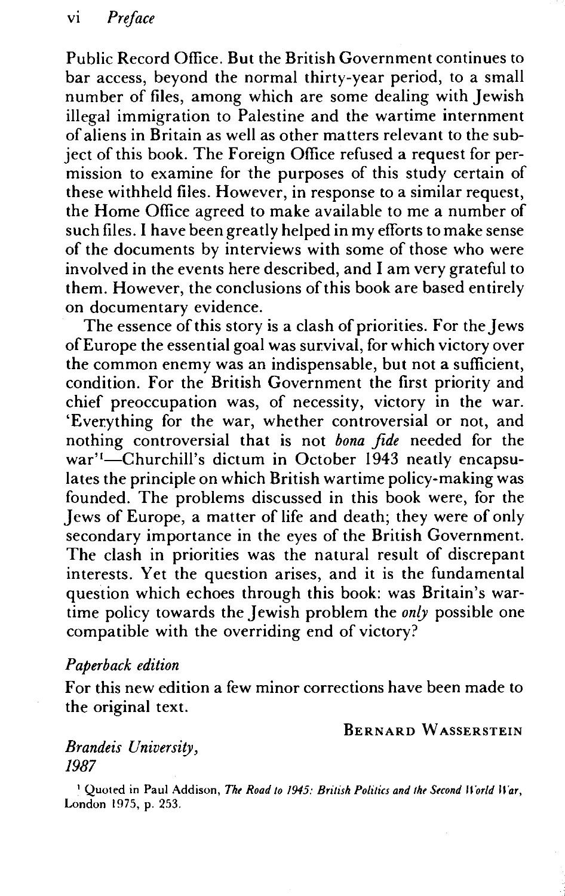Public Record Office. But the British Government continues to bar access, beyond the normal thirty-year period, to a small number of files, among which are some dealing with Jewish illegal immigration to Palestine and the wartime internment of aliens in Britain as well as other matters relevant to the subject of this book. The Foreign Office refused a request for permission to examine for the purposes of this study certain of these withheld files. However, in response to a similar request, the Home Office agreed to make available to me a number of such files. I have been greatly helped in my efforts to make sense of the documents by interviews with some of those who were involved in the events here described, and I am very grateful to them. However, the conclusions of this book are based entirely on documentary evidence.

The essence of this story is a clash of priorities. For the Jews of Europe the essential goal was survival, for which victory over the common enemy was an indispensable, but not a sufficient, condition. For the British Government the first priority and chief preoccupation was, of necessity, victory in the war. 'Everything for the war, whether controversial or not, and nothing controversial that is not *bona fide* needed for the war'[1]—Churchill's dictum in October 1943 neatly encapsulates the principle on which British wartime policy-making was founded. The problems discussed in this book were, for the Jews of Europe, a matter of life and death; they were of only secondary importance in the eyes of the British Government. The clash in priorities was the natural result of discrepant interests. Yet the question arises, and it is the fundamental question which echoes through this book: was Britain's wartime policy towards the Jewish problem the *only* possible one compatible with the overriding end of victory?

*Paperback edition*

For this new edition a few minor corrections have been made to the original text.

BERNARD WASSERSTEIN

*Brandeis University,*
*1987*

[1] Quoted in Paul Addison, *The Road to 1945: British Politics and the Second World War*, London 1975, p. 253.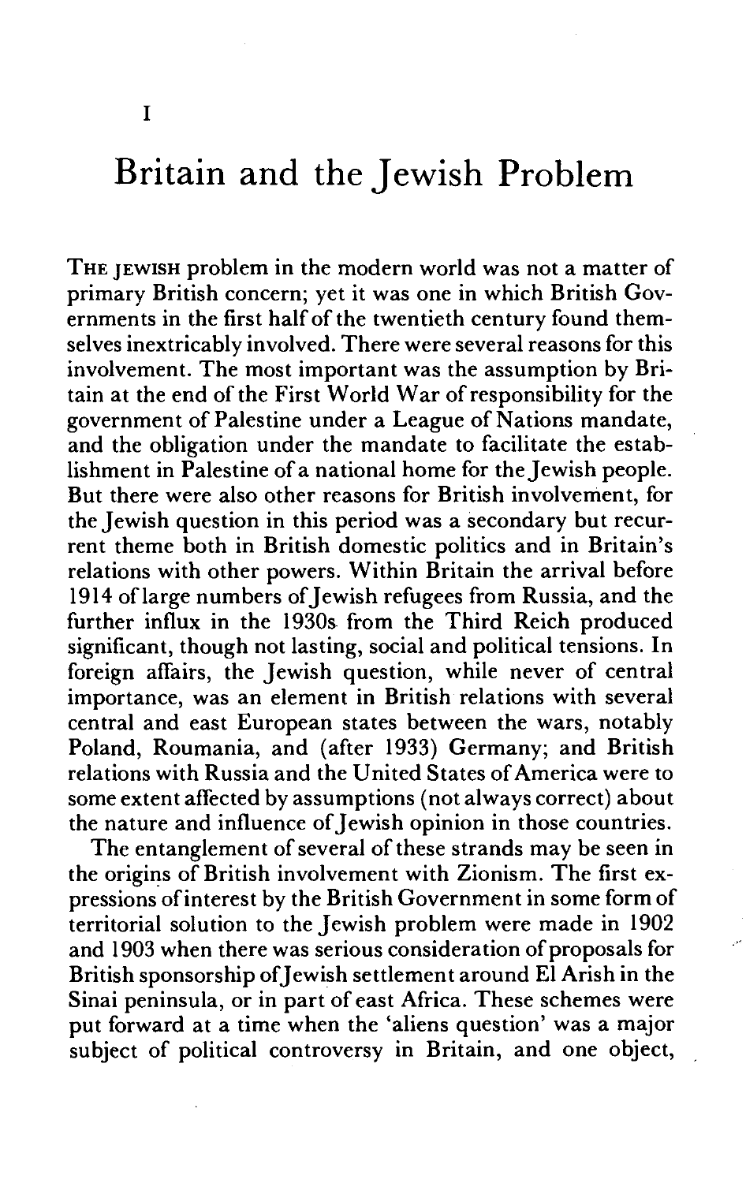# I

# Britain and the Jewish Problem

THE JEWISH problem in the modern world was not a matter of primary British concern; yet it was one in which British Governments in the first half of the twentieth century found themselves inextricably involved. There were several reasons for this involvement. The most important was the assumption by Britain at the end of the First World War of responsibility for the government of Palestine under a League of Nations mandate, and the obligation under the mandate to facilitate the establishment in Palestine of a national home for the Jewish people. But there were also other reasons for British involvement, for the Jewish question in this period was a secondary but recurrent theme both in British domestic politics and in Britain's relations with other powers. Within Britain the arrival before 1914 of large numbers of Jewish refugees from Russia, and the further influx in the 1930s from the Third Reich produced significant, though not lasting, social and political tensions. In foreign affairs, the Jewish question, while never of central importance, was an element in British relations with several central and east European states between the wars, notably Poland, Roumania, and (after 1933) Germany; and British relations with Russia and the United States of America were to some extent affected by assumptions (not always correct) about the nature and influence of Jewish opinion in those countries.

The entanglement of several of these strands may be seen in the origins of British involvement with Zionism. The first expressions of interest by the British Government in some form of territorial solution to the Jewish problem were made in 1902 and 1903 when there was serious consideration of proposals for British sponsorship of Jewish settlement around El Arish in the Sinai peninsula, or in part of east Africa. These schemes were put forward at a time when the 'aliens question' was a major subject of political controversy in Britain, and one object,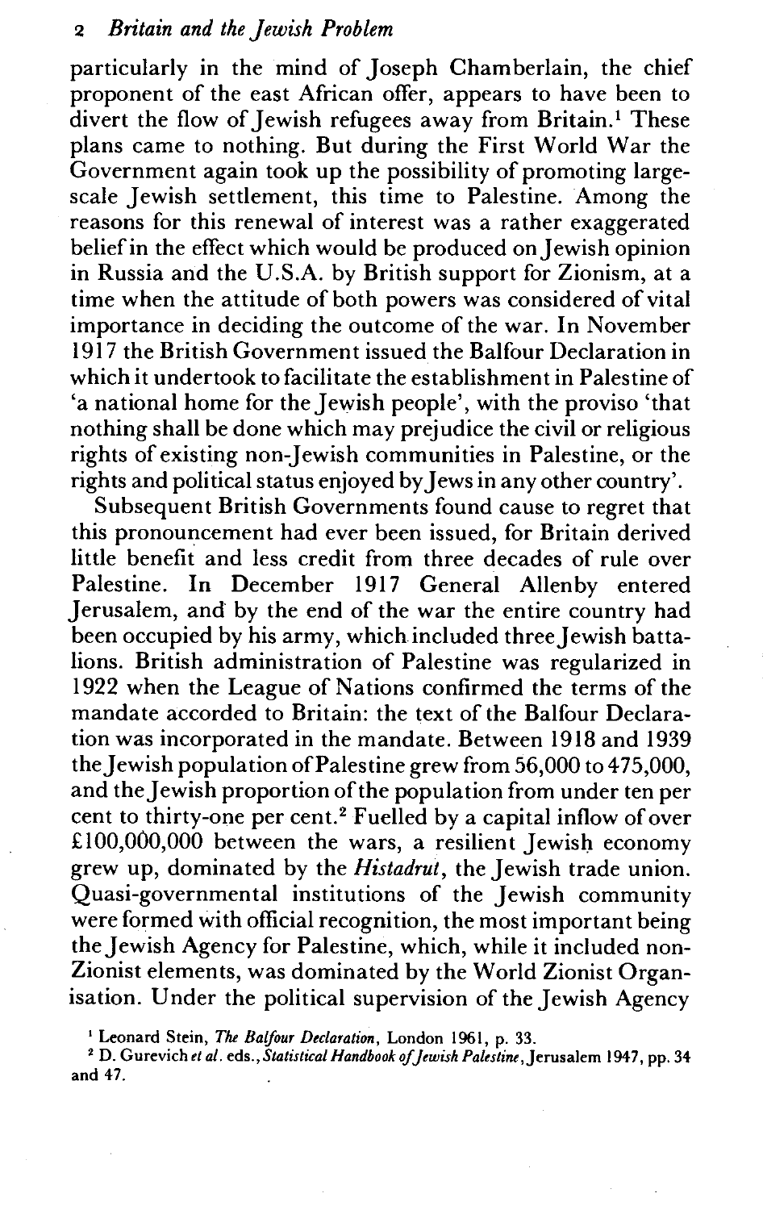particularly in the mind of Joseph Chamberlain, the chief proponent of the east African offer, appears to have been to divert the flow of Jewish refugees away from Britain.[1] These plans came to nothing. But during the First World War the Government again took up the possibility of promoting large-scale Jewish settlement, this time to Palestine. Among the reasons for this renewal of interest was a rather exaggerated belief in the effect which would be produced on Jewish opinion in Russia and the U.S.A. by British support for Zionism, at a time when the attitude of both powers was considered of vital importance in deciding the outcome of the war. In November 1917 the British Government issued the Balfour Declaration in which it undertook to facilitate the establishment in Palestine of 'a national home for the Jewish people', with the proviso 'that nothing shall be done which may prejudice the civil or religious rights of existing non-Jewish communities in Palestine, or the rights and political status enjoyed by Jews in any other country'.

Subsequent British Governments found cause to regret that this pronouncement had ever been issued, for Britain derived little benefit and less credit from three decades of rule over Palestine. In December 1917 General Allenby entered Jerusalem, and by the end of the war the entire country had been occupied by his army, which included three Jewish battalions. British administration of Palestine was regularized in 1922 when the League of Nations confirmed the terms of the mandate accorded to Britain: the text of the Balfour Declaration was incorporated in the mandate. Between 1918 and 1939 the Jewish population of Palestine grew from 56,000 to 475,000, and the Jewish proportion of the population from under ten per cent to thirty-one per cent.[2] Fuelled by a capital inflow of over £100,000,000 between the wars, a resilient Jewish economy grew up, dominated by the *Histadrut*, the Jewish trade union. Quasi-governmental institutions of the Jewish community were formed with official recognition, the most important being the Jewish Agency for Palestine, which, while it included non-Zionist elements, was dominated by the World Zionist Organisation. Under the political supervision of the Jewish Agency

[1] Leonard Stein, *The Balfour Declaration*, London 1961, p. 33.

[2] D. Gurevich *et al.* eds., *Statistical Handbook of Jewish Palestine*, Jerusalem 1947, pp. 34 and 47.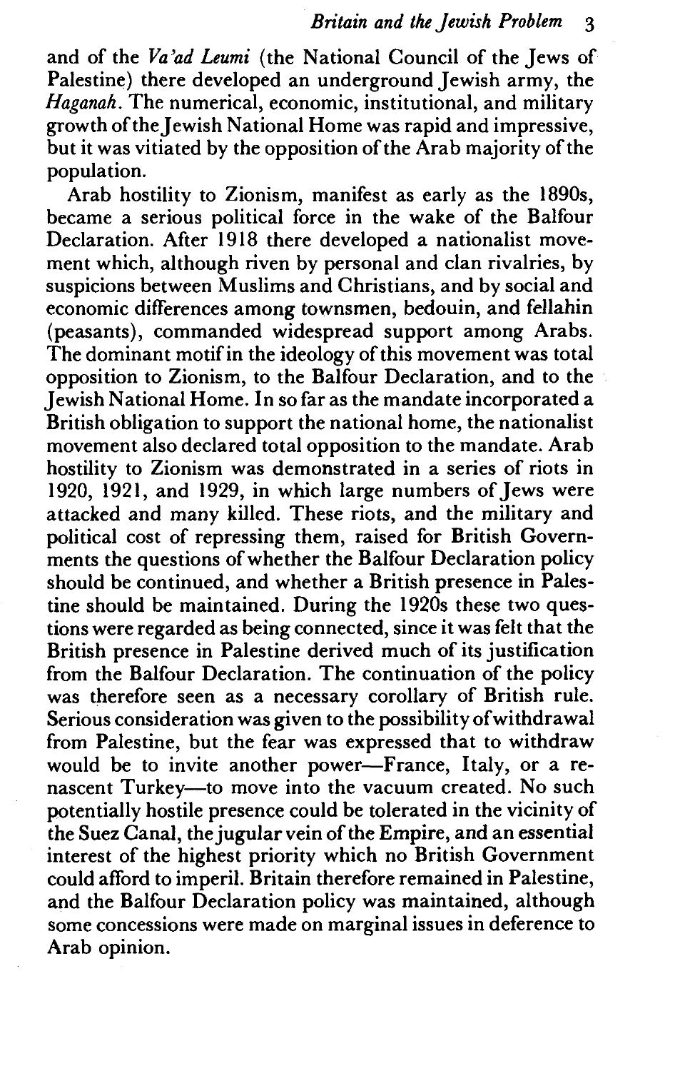and of the *Va'ad Leumi* (the National Council of the Jews of Palestine) there developed an underground Jewish army, the *Haganah*. The numerical, economic, institutional, and military growth of the Jewish National Home was rapid and impressive, but it was vitiated by the opposition of the Arab majority of the population.

Arab hostility to Zionism, manifest as early as the 1890s, became a serious political force in the wake of the Balfour Declaration. After 1918 there developed a nationalist movement which, although riven by personal and clan rivalries, by suspicions between Muslims and Christians, and by social and economic differences among townsmen, bedouin, and fellahin (peasants), commanded widespread support among Arabs. The dominant motif in the ideology of this movement was total opposition to Zionism, to the Balfour Declaration, and to the Jewish National Home. In so far as the mandate incorporated a British obligation to support the national home, the nationalist movement also declared total opposition to the mandate. Arab hostility to Zionism was demonstrated in a series of riots in 1920, 1921, and 1929, in which large numbers of Jews were attacked and many killed. These riots, and the military and political cost of repressing them, raised for British Governments the questions of whether the Balfour Declaration policy should be continued, and whether a British presence in Palestine should be maintained. During the 1920s these two questions were regarded as being connected, since it was felt that the British presence in Palestine derived much of its justification from the Balfour Declaration. The continuation of the policy was therefore seen as a necessary corollary of British rule. Serious consideration was given to the possibility of withdrawal from Palestine, but the fear was expressed that to withdraw would be to invite another power—France, Italy, or a renascent Turkey—to move into the vacuum created. No such potentially hostile presence could be tolerated in the vicinity of the Suez Canal, the jugular vein of the Empire, and an essential interest of the highest priority which no British Government could afford to imperil. Britain therefore remained in Palestine, and the Balfour Declaration policy was maintained, although some concessions were made on marginal issues in deference to Arab opinion.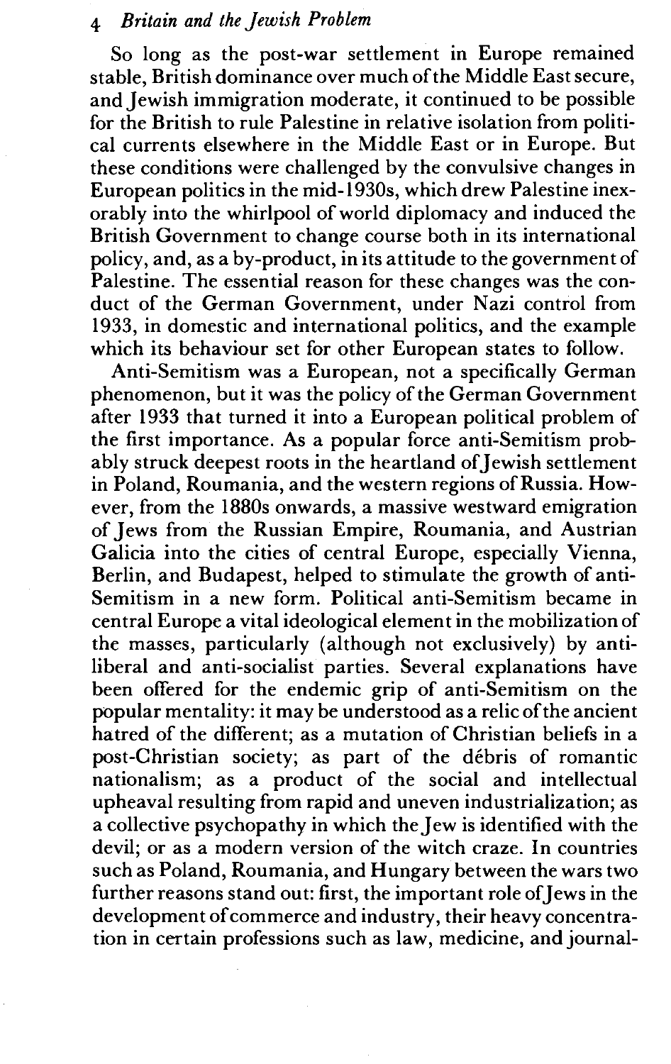So long as the post-war settlement in Europe remained stable, British dominance over much of the Middle East secure, and Jewish immigration moderate, it continued to be possible for the British to rule Palestine in relative isolation from political currents elsewhere in the Middle East or in Europe. But these conditions were challenged by the convulsive changes in European politics in the mid-1930s, which drew Palestine inexorably into the whirlpool of world diplomacy and induced the British Government to change course both in its international policy, and, as a by-product, in its attitude to the government of Palestine. The essential reason for these changes was the conduct of the German Government, under Nazi control from 1933, in domestic and international politics, and the example which its behaviour set for other European states to follow.

Anti-Semitism was a European, not a specifically German phenomenon, but it was the policy of the German Government after 1933 that turned it into a European political problem of the first importance. As a popular force anti-Semitism probably struck deepest roots in the heartland of Jewish settlement in Poland, Roumania, and the western regions of Russia. However, from the 1880s onwards, a massive westward emigration of Jews from the Russian Empire, Roumania, and Austrian Galicia into the cities of central Europe, especially Vienna, Berlin, and Budapest, helped to stimulate the growth of anti-Semitism in a new form. Political anti-Semitism became in central Europe a vital ideological element in the mobilization of the masses, particularly (although not exclusively) by anti-liberal and anti-socialist parties. Several explanations have been offered for the endemic grip of anti-Semitism on the popular mentality: it may be understood as a relic of the ancient hatred of the different; as a mutation of Christian beliefs in a post-Christian society; as part of the débris of romantic nationalism; as a product of the social and intellectual upheaval resulting from rapid and uneven industrialization; as a collective psychopathy in which the Jew is identified with the devil; or as a modern version of the witch craze. In countries such as Poland, Roumania, and Hungary between the wars two further reasons stand out: first, the important role of Jews in the development of commerce and industry, their heavy concentration in certain professions such as law, medicine, and journal-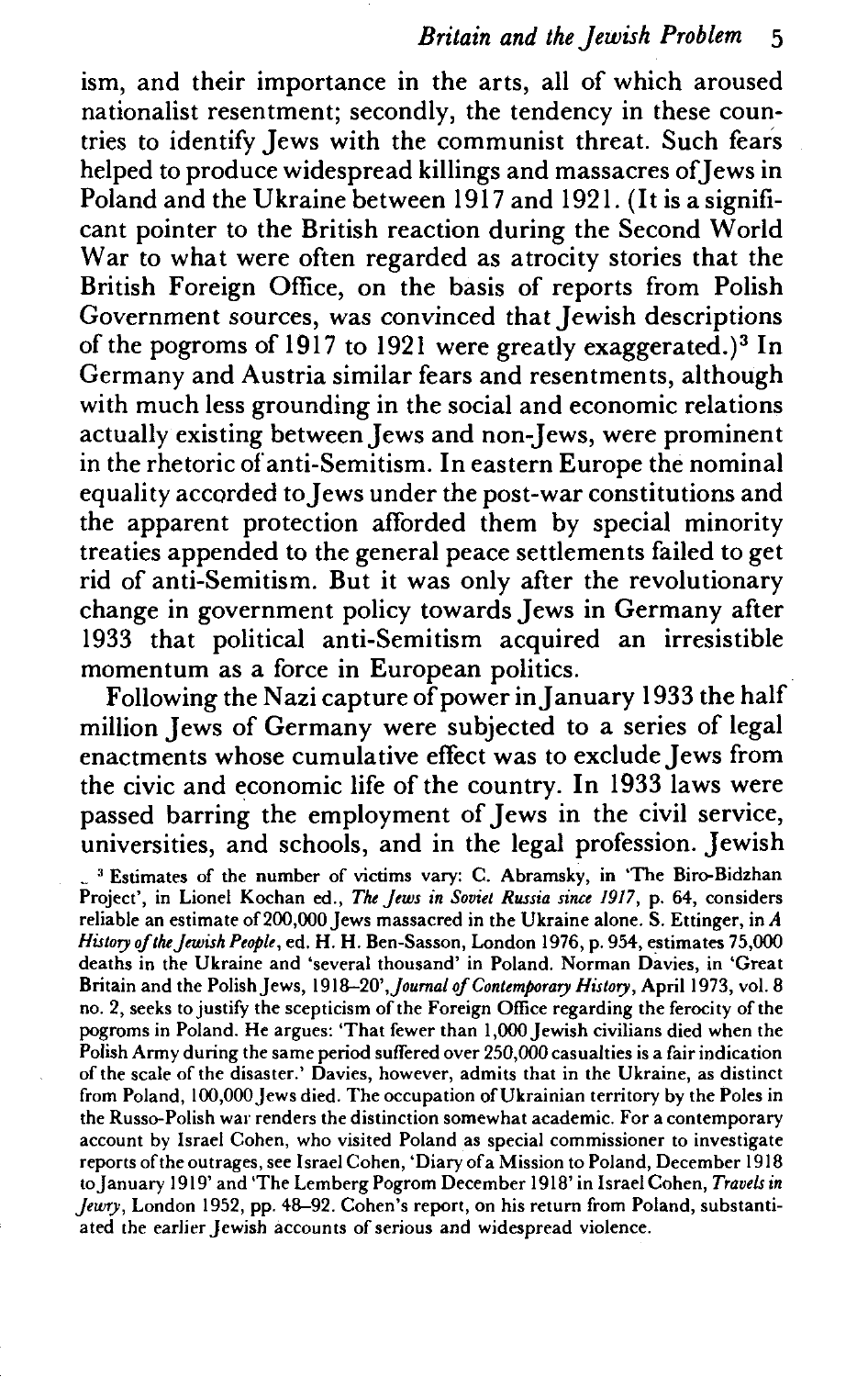ism, and their importance in the arts, all of which aroused nationalist resentment; secondly, the tendency in these countries to identify Jews with the communist threat. Such fears helped to produce widespread killings and massacres of Jews in Poland and the Ukraine between 1917 and 1921. (It is a significant pointer to the British reaction during the Second World War to what were often regarded as atrocity stories that the British Foreign Office, on the basis of reports from Polish Government sources, was convinced that Jewish descriptions of the pogroms of 1917 to 1921 were greatly exaggerated.)[3] In Germany and Austria similar fears and resentments, although with much less grounding in the social and economic relations actually existing between Jews and non-Jews, were prominent in the rhetoric of anti-Semitism. In eastern Europe the nominal equality accorded to Jews under the post-war constitutions and the apparent protection afforded them by special minority treaties appended to the general peace settlements failed to get rid of anti-Semitism. But it was only after the revolutionary change in government policy towards Jews in Germany after 1933 that political anti-Semitism acquired an irresistible momentum as a force in European politics.

Following the Nazi capture of power in January 1933 the half million Jews of Germany were subjected to a series of legal enactments whose cumulative effect was to exclude Jews from the civic and economic life of the country. In 1933 laws were passed barring the employment of Jews in the civil service, universities, and schools, and in the legal profession. Jewish

[3] Estimates of the number of victims vary: C. Abramsky, in 'The Biro-Bidzhan Project', in Lionel Kochan ed., *The Jews in Soviet Russia since 1917*, p. 64, considers reliable an estimate of 200,000 Jews massacred in the Ukraine alone. S. Ettinger, in *A History of the Jewish People*, ed. H. H. Ben-Sasson, London 1976, p. 954, estimates 75,000 deaths in the Ukraine and 'several thousand' in Poland. Norman Davies, in 'Great Britain and the Polish Jews, 1918–20', *Journal of Contemporary History*, April 1973, vol. 8 no. 2, seeks to justify the scepticism of the Foreign Office regarding the ferocity of the pogroms in Poland. He argues: 'That fewer than 1,000 Jewish civilians died when the Polish Army during the same period suffered over 250,000 casualties is a fair indication of the scale of the disaster.' Davies, however, admits that in the Ukraine, as distinct from Poland, 100,000 Jews died. The occupation of Ukrainian territory by the Poles in the Russo-Polish war renders the distinction somewhat academic. For a contemporary account by Israel Cohen, who visited Poland as special commissioner to investigate reports of the outrages, see Israel Cohen, 'Diary of a Mission to Poland, December 1918 to January 1919' and 'The Lemberg Pogrom December 1918' in Israel Cohen, *Travels in Jewry*, London 1952, pp. 48–92. Cohen's report, on his return from Poland, substantiated the earlier Jewish accounts of serious and widespread violence.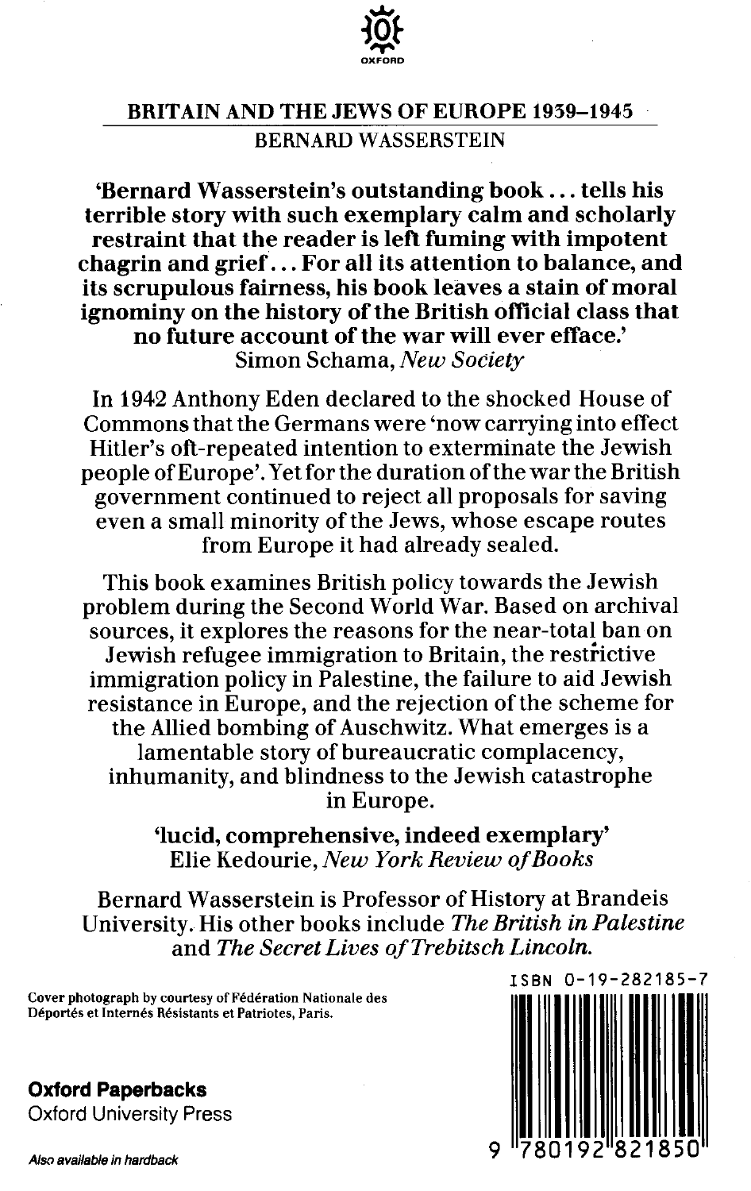OXFORD

## BRITAIN AND THE JEWS OF EUROPE 1939–1945

BERNARD WASSERSTEIN

**'Bernard Wasserstein's outstanding book ... tells his terrible story with such exemplary calm and scholarly restraint that the reader is left fuming with impotent chagrin and grief... For all its attention to balance, and its scrupulous fairness, his book leaves a stain of moral ignominy on the history of the British official class that no future account of the war will ever efface.'**
Simon Schama, *New Society*

In 1942 Anthony Eden declared to the shocked House of Commons that the Germans were 'now carrying into effect Hitler's oft-repeated intention to exterminate the Jewish people of Europe'. Yet for the duration of the war the British government continued to reject all proposals for saving even a small minority of the Jews, whose escape routes from Europe it had already sealed.

This book examines British policy towards the Jewish problem during the Second World War. Based on archival sources, it explores the reasons for the near-total ban on Jewish refugee immigration to Britain, the restrictive immigration policy in Palestine, the failure to aid Jewish resistance in Europe, and the rejection of the scheme for the Allied bombing of Auschwitz. What emerges is a lamentable story of bureaucratic complacency, inhumanity, and blindness to the Jewish catastrophe in Europe.

**'lucid, comprehensive, indeed exemplary'**
Elie Kedourie, *New York Review of Books*

Bernard Wasserstein is Professor of History at Brandeis University. His other books include *The British in Palestine* and *The Secret Lives of Trebitsch Lincoln.*

Cover photograph by courtesy of Fédération Nationale des Déportés et Internés Résistants et Patriotes, Paris.

ISBN 0-19-282185-7

9 780192 821850

**Oxford Paperbacks**
Oxford University Press

*Also available in hardback*